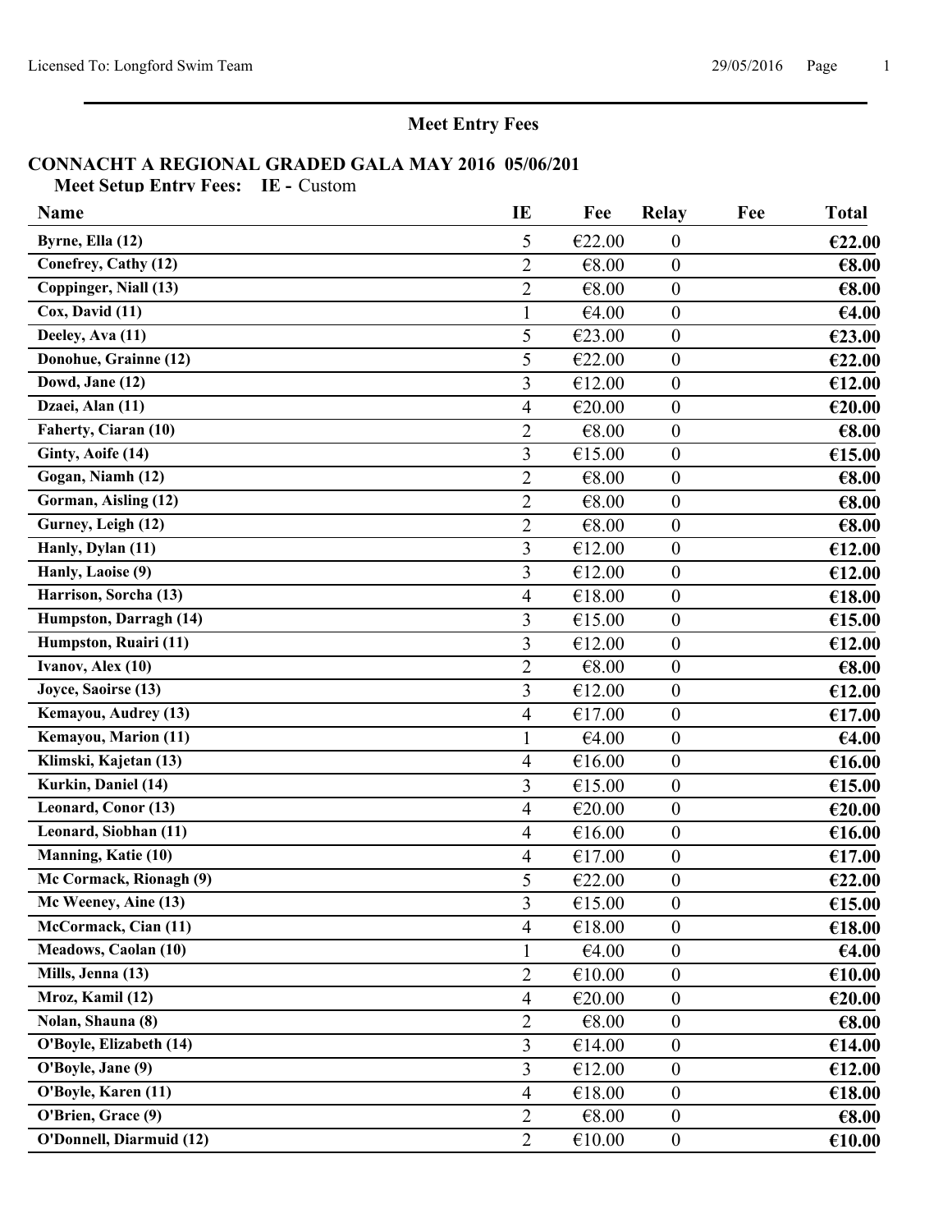## Meet Entry Fees

### CONNACHT A REGIONAL GRADED GALA MAY 2016 05/06/201

**Meet Setup Entry Fees: IE -** Custom

| Name | IE | Fee | Relay | Fee | Total |
|---|---|---|---|---|---|
| Byrne, Ella (12) | 5 | €22.00 | 0 | | €22.00 |
| Conefrey, Cathy (12) | 2 | €8.00 | 0 | | €8.00 |
| Coppinger, Niall (13) | 2 | €8.00 | 0 | | €8.00 |
| Cox, David (11) | 1 | €4.00 | 0 | | €4.00 |
| Deeley, Ava (11) | 5 | €23.00 | 0 | | €23.00 |
| Donohue, Grainne (12) | 5 | €22.00 | 0 | | €22.00 |
| Dowd, Jane (12) | 3 | €12.00 | 0 | | €12.00 |
| Dzaei, Alan (11) | 4 | €20.00 | 0 | | €20.00 |
| Faherty, Ciaran (10) | 2 | €8.00 | 0 | | €8.00 |
| Ginty, Aoife (14) | 3 | €15.00 | 0 | | €15.00 |
| Gogan, Niamh (12) | 2 | €8.00 | 0 | | €8.00 |
| Gorman, Aisling (12) | 2 | €8.00 | 0 | | €8.00 |
| Gurney, Leigh (12) | 2 | €8.00 | 0 | | €8.00 |
| Hanly, Dylan (11) | 3 | €12.00 | 0 | | €12.00 |
| Hanly, Laoise (9) | 3 | €12.00 | 0 | | €12.00 |
| Harrison, Sorcha (13) | 4 | €18.00 | 0 | | €18.00 |
| Humpston, Darragh (14) | 3 | €15.00 | 0 | | €15.00 |
| Humpston, Ruairi (11) | 3 | €12.00 | 0 | | €12.00 |
| Ivanov, Alex (10) | 2 | €8.00 | 0 | | €8.00 |
| Joyce, Saoirse (13) | 3 | €12.00 | 0 | | €12.00 |
| Kemayou, Audrey (13) | 4 | €17.00 | 0 | | €17.00 |
| Kemayou, Marion (11) | 1 | €4.00 | 0 | | €4.00 |
| Klimski, Kajetan (13) | 4 | €16.00 | 0 | | €16.00 |
| Kurkin, Daniel (14) | 3 | €15.00 | 0 | | €15.00 |
| Leonard, Conor (13) | 4 | €20.00 | 0 | | €20.00 |
| Leonard, Siobhan (11) | 4 | €16.00 | 0 | | €16.00 |
| Manning, Katie (10) | 4 | €17.00 | 0 | | €17.00 |
| Mc Cormack, Rionagh (9) | 5 | €22.00 | 0 | | €22.00 |
| Mc Weeney, Aine (13) | 3 | €15.00 | 0 | | €15.00 |
| McCormack, Cian (11) | 4 | €18.00 | 0 | | €18.00 |
| Meadows, Caolan (10) | 1 | €4.00 | 0 | | €4.00 |
| Mills, Jenna (13) | 2 | €10.00 | 0 | | €10.00 |
| Mroz, Kamil (12) | 4 | €20.00 | 0 | | €20.00 |
| Nolan, Shauna (8) | 2 | €8.00 | 0 | | €8.00 |
| O'Boyle, Elizabeth (14) | 3 | €14.00 | 0 | | €14.00 |
| O'Boyle, Jane (9) | 3 | €12.00 | 0 | | €12.00 |
| O'Boyle, Karen (11) | 4 | €18.00 | 0 | | €18.00 |
| O'Brien, Grace (9) | 2 | €8.00 | 0 | | €8.00 |
| O'Donnell, Diarmuid (12) | 2 | €10.00 | 0 | | €10.00 |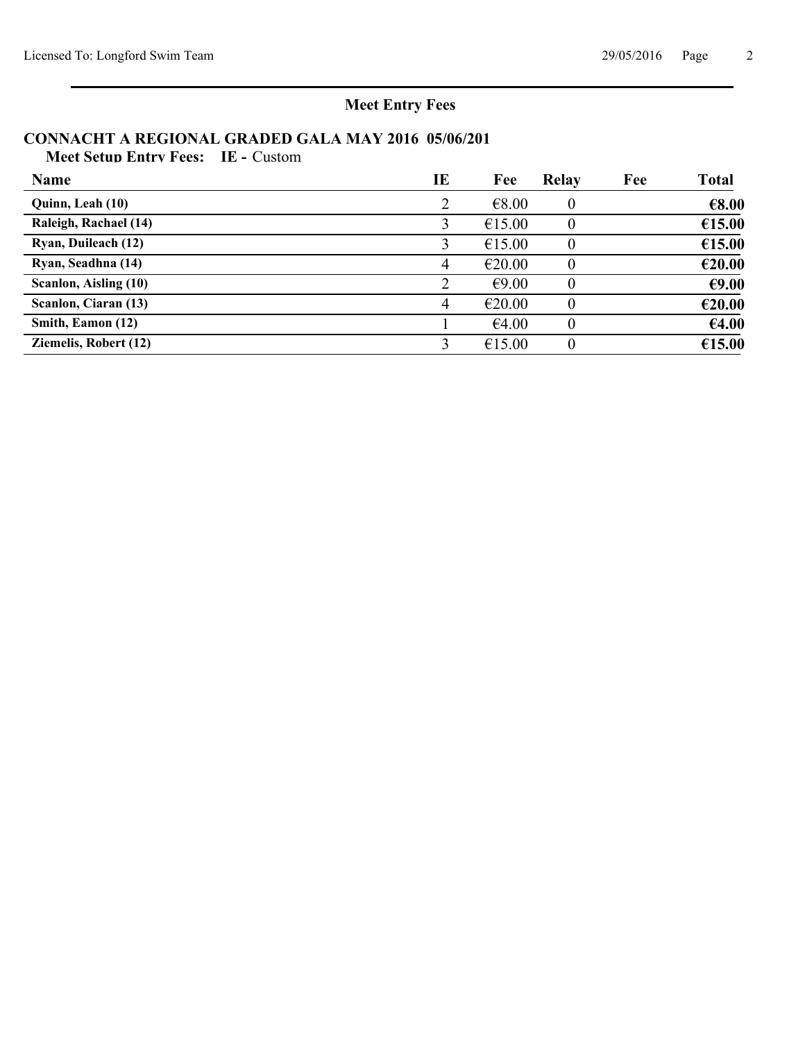## Meet Entry Fees

### CONNACHT A REGIONAL GRADED GALA MAY 2016 05/06/201

**Meet Setup Entry Fees: IE -** Custom

| Name | IE | Fee | Relay | Fee | Total |
|---|---|---|---|---|---|
| **Quinn, Leah (10)** | 2 | €8.00 | 0 | | **€8.00** |
| **Raleigh, Rachael (14)** | 3 | €15.00 | 0 | | **€15.00** |
| **Ryan, Duileach (12)** | 3 | €15.00 | 0 | | **€15.00** |
| **Ryan, Seadhna (14)** | 4 | €20.00 | 0 | | **€20.00** |
| **Scanlon, Aisling (10)** | 2 | €9.00 | 0 | | **€9.00** |
| **Scanlon, Ciaran (13)** | 4 | €20.00 | 0 | | **€20.00** |
| **Smith, Eamon (12)** | 1 | €4.00 | 0 | | **€4.00** |
| **Ziemelis, Robert (12)** | 3 | €15.00 | 0 | | **€15.00** |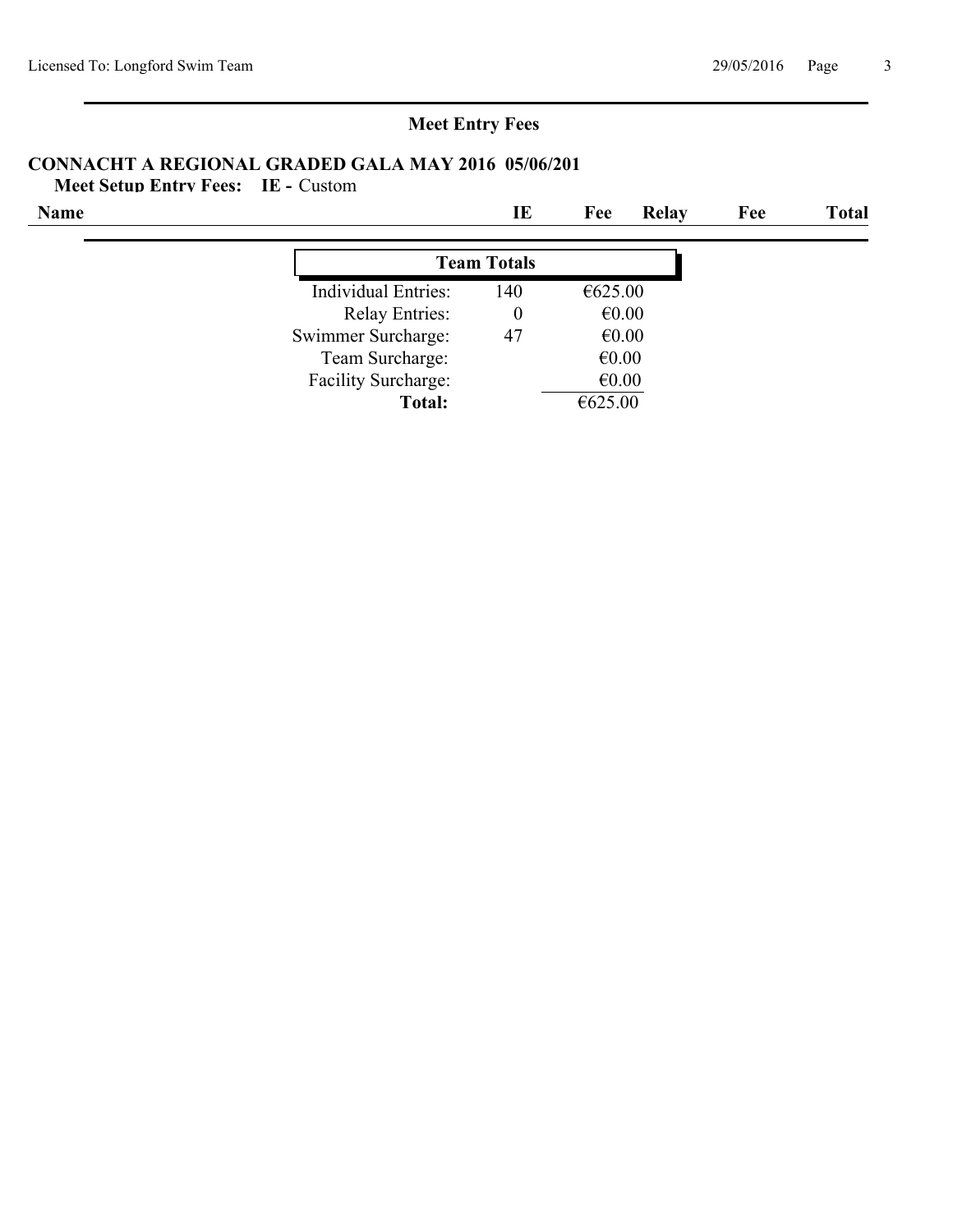## Meet Entry Fees

### CONNACHT A REGIONAL GRADED GALA MAY 2016 05/06/201

**Meet Setup Entry Fees: IE -** Custom

| Name | IE | Fee | Relay | Fee | Total |
|---|---|---|---|---|---|

**Team Totals**

| | | |
|---|---|---|
| Individual Entries: | 140 | €625.00 |
| Relay Entries: | 0 | €0.00 |
| Swimmer Surcharge: | 47 | €0.00 |
| Team Surcharge: | | €0.00 |
| Facility Surcharge: | | €0.00 |
| **Total:** | | €625.00 |